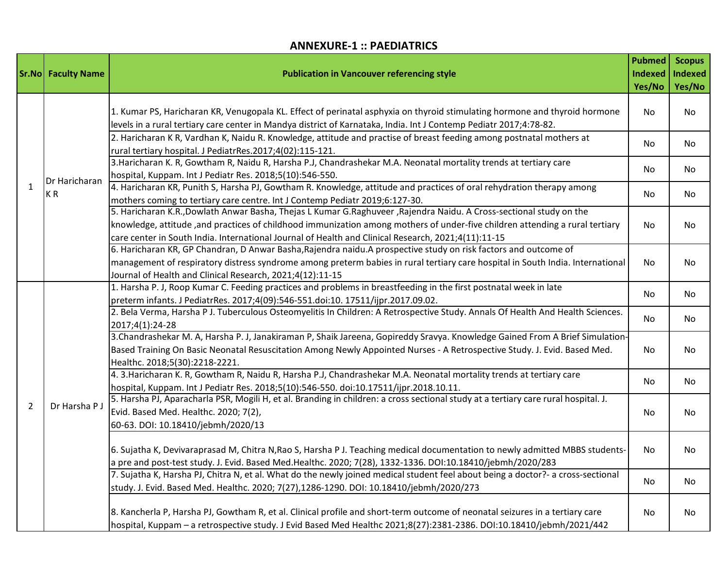## ANNEXURE-1 :: PAEDIATRICS

| Sr.No | Faculty Name | Publication in Vancouver referencing style | Pubmed Indexed Yes/No | Scopus Indexed Yes/No |
|---|---|---|---|---|
| 1 | Dr Haricharan K R | 1. Kumar PS, Haricharan KR, Venugopala KL. Effect of perinatal asphyxia on thyroid stimulating hormone and thyroid hormone levels in a rural tertiary care center in Mandya district of Karnataka, India. Int J Contemp Pediatr 2017;4:78-82. | No | No |
| | | 2. Haricharan K R, Vardhan K, Naidu R. Knowledge, attitude and practise of breast feeding among postnatal mothers at rural tertiary hospital. J PediatrRes.2017;4(02):115-121. | No | No |
| | | 3.Haricharan K. R, Gowtham R, Naidu R, Harsha P.J, Chandrashekar M.A. Neonatal mortality trends at tertiary care hospital, Kuppam. Int J Pediatr Res. 2018;5(10):546-550. | No | No |
| | | 4. Haricharan KR, Punith S, Harsha PJ, Gowtham R. Knowledge, attitude and practices of oral rehydration therapy among mothers coming to tertiary care centre. Int J Contemp Pediatr 2019;6:127-30. | No | No |
| | | 5. Haricharan K.R.,Dowlath Anwar Basha, Thejas L Kumar G.Raghuveer ,Rajendra Naidu. A Cross-sectional study on the knowledge, attitude ,and practices of childhood immunization among mothers of under-five children attending a rural tertiary care center in South India. International Journal of Health and Clinical Research, 2021;4(11):11-15 | No | No |
| | | 6. Haricharan KR, GP Chandran, D Anwar Basha,Rajendra naidu.A prospective study on risk factors and outcome of management of respiratory distress syndrome among preterm babies in rural tertiary care hospital in South India. International Journal of Health and Clinical Research, 2021;4(12):11-15 | No | No |
| 2 | Dr Harsha P J | 1. Harsha P. J, Roop Kumar C. Feeding practices and problems in breastfeeding in the first postnatal week in late preterm infants. J PediatrRes. 2017;4(09):546-551.doi:10. 17511/ijpr.2017.09.02. | No | No |
| | | 2. Bela Verma, Harsha P J. Tuberculous Osteomyelitis In Children: A Retrospective Study. Annals Of Health And Health Sciences. 2017;4(1):24-28 | No | No |
| | | 3.Chandrashekar M. A, Harsha P. J, Janakiraman P, Shaik Jareena, Gopireddy Sravya. Knowledge Gained From A Brief Simulation-Based Training On Basic Neonatal Resuscitation Among Newly Appointed Nurses - A Retrospective Study. J. Evid. Based Med. Healthc. 2018;5(30):2218-2221. | No | No |
| | | 4. 3.Haricharan K. R, Gowtham R, Naidu R, Harsha P.J, Chandrashekar M.A. Neonatal mortality trends at tertiary care hospital, Kuppam. Int J Pediatr Res. 2018;5(10):546-550. doi:10.17511/ijpr.2018.10.11. | No | No |
| | | 5. Harsha PJ, Aparacharla PSR, Mogili H, et al. Branding in children: a cross sectional study at a tertiary care rural hospital. J. Evid. Based Med. Healthc. 2020; 7(2), 60-63. DOI: 10.18410/jebmh/2020/13 | No | No |
| | | 6. Sujatha K, Devivaraprasad M, Chitra N,Rao S, Harsha P J. Teaching medical documentation to newly admitted MBBS students-a pre and post-test study. J. Evid. Based Med.Healthc. 2020; 7(28), 1332-1336. DOI:10.18410/jebmh/2020/283 | No | No |
| | | 7. Sujatha K, Harsha PJ, Chitra N, et al. What do the newly joined medical student feel about being a doctor?- a cross-sectional study. J. Evid. Based Med. Healthc. 2020; 7(27),1286-1290. DOI: 10.18410/jebmh/2020/273 | No | No |
| | | 8. Kancherla P, Harsha PJ, Gowtham R, et al. Clinical profile and short-term outcome of neonatal seizures in a tertiary care hospital, Kuppam – a retrospective study. J Evid Based Med Healthc 2021;8(27):2381-2386. DOI:10.18410/jebmh/2021/442 | No | No |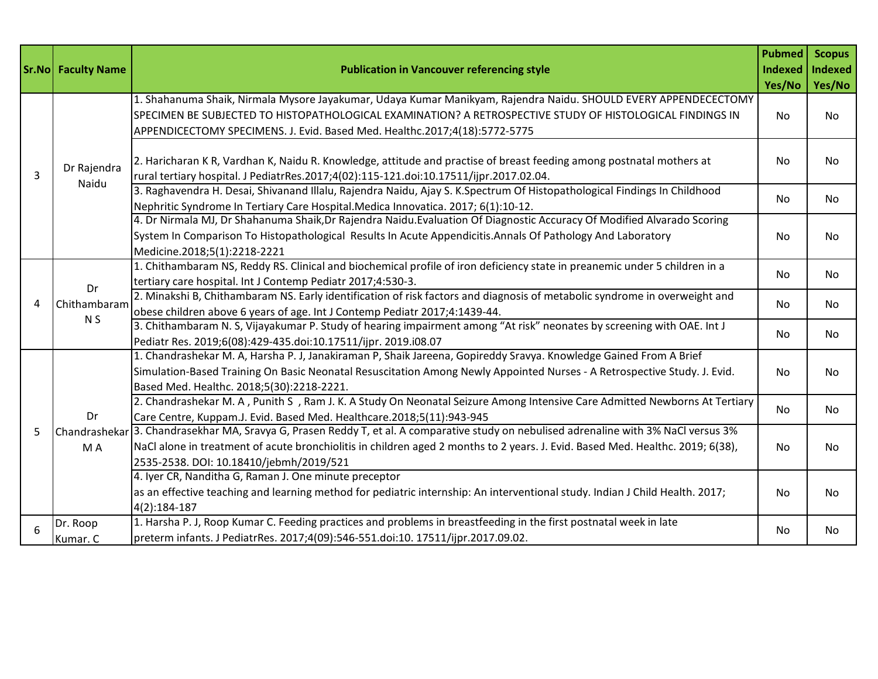| Sr.No | Faculty Name | Publication in Vancouver referencing style | Pubmed Indexed Yes/No | Scopus Indexed Yes/No |
|---|---|---|---|---|
| 3 | Dr Rajendra Naidu | 1. Shahanuma Shaik, Nirmala Mysore Jayakumar, Udaya Kumar Manikyam, Rajendra Naidu. SHOULD EVERY APPENDECECTOMY SPECIMEN BE SUBJECTED TO HISTOPATHOLOGICAL EXAMINATION? A RETROSPECTIVE STUDY OF HISTOLOGICAL FINDINGS IN APPENDICECTOMY SPECIMENS. J. Evid. Based Med. Healthc.2017;4(18):5772-5775 | No | No |
| | | 2. Haricharan K R, Vardhan K, Naidu R. Knowledge, attitude and practise of breast feeding among postnatal mothers at rural tertiary hospital. J PediatrRes.2017;4(02):115-121.doi:10.17511/ijpr.2017.02.04. | No | No |
| | | 3. Raghavendra H. Desai, Shivanand Illalu, Rajendra Naidu, Ajay S. K.Spectrum Of Histopathological Findings In Childhood Nephritic Syndrome In Tertiary Care Hospital.Medica Innovatica. 2017; 6(1):10-12. | No | No |
| | | 4. Dr Nirmala MJ, Dr Shahanuma Shaik,Dr Rajendra Naidu.Evaluation Of Diagnostic Accuracy Of Modified Alvarado Scoring System In Comparison To Histopathological Results In Acute Appendicitis.Annals Of Pathology And Laboratory Medicine.2018;5(1):2218-2221 | No | No |
| 4 | Dr Chithambaram N S | 1. Chithambaram NS, Reddy RS. Clinical and biochemical profile of iron deficiency state in preanemic under 5 children in a tertiary care hospital. Int J Contemp Pediatr 2017;4:530-3. | No | No |
| | | 2. Minakshi B, Chithambaram NS. Early identification of risk factors and diagnosis of metabolic syndrome in overweight and obese children above 6 years of age. Int J Contemp Pediatr 2017;4:1439-44. | No | No |
| | | 3. Chithambaram N. S, Vijayakumar P. Study of hearing impairment among "At risk" neonates by screening with OAE. Int J Pediatr Res. 2019;6(08):429-435.doi:10.17511/ijpr. 2019.i08.07 | No | No |
| 5 | Dr Chandrashekar M A | 1. Chandrashekar M. A, Harsha P. J, Janakiraman P, Shaik Jareena, Gopireddy Sravya. Knowledge Gained From A Brief Simulation-Based Training On Basic Neonatal Resuscitation Among Newly Appointed Nurses - A Retrospective Study. J. Evid. Based Med. Healthc. 2018;5(30):2218-2221. | No | No |
| | | 2. Chandrashekar M. A , Punith S , Ram J. K. A Study On Neonatal Seizure Among Intensive Care Admitted Newborns At Tertiary Care Centre, Kuppam.J. Evid. Based Med. Healthcare.2018;5(11):943-945 | No | No |
| | | 3. Chandrasekhar MA, Sravya G, Prasen Reddy T, et al. A comparative study on nebulised adrenaline with 3% NaCl versus 3% NaCl alone in treatment of acute bronchiolitis in children aged 2 months to 2 years. J. Evid. Based Med. Healthc. 2019; 6(38), 2535-2538. DOI: 10.18410/jebmh/2019/521 | No | No |
| | | 4. Iyer CR, Nanditha G, Raman J. One minute preceptor as an effective teaching and learning method for pediatric internship: An interventional study. Indian J Child Health. 2017; 4(2):184-187 | No | No |
| 6 | Dr. Roop Kumar. C | 1. Harsha P. J, Roop Kumar C. Feeding practices and problems in breastfeeding in the first postnatal week in late preterm infants. J PediatrRes. 2017;4(09):546-551.doi:10. 17511/ijpr.2017.09.02. | No | No |